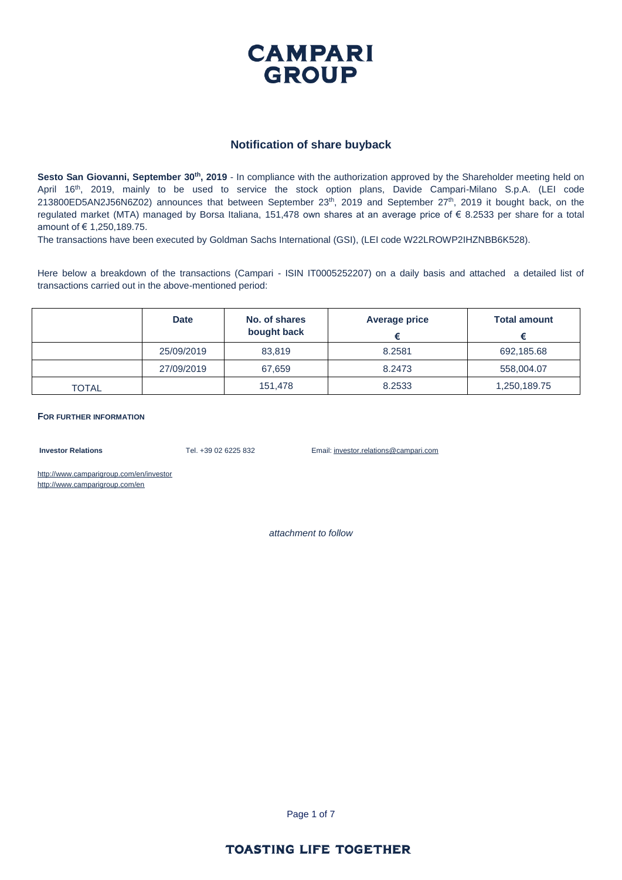# CAMPARI GROUP

## Notification of share buyback

**Sesto San Giovanni, September 30th, 2019** - In compliance with the authorization approved by the Shareholder meeting held on April 16th, 2019, mainly to be used to service the stock option plans, Davide Campari-Milano S.p.A. (LEI code 213800ED5AN2J56N6Z02) announces that between September 23th, 2019 and September 27th, 2019 it bought back, on the regulated market (MTA) managed by Borsa Italiana, 151,478 own shares at an average price of € 8.2533 per share for a total amount of € 1,250,189.75.

The transactions have been executed by Goldman Sachs International (GSI), (LEI code W22LROWP2IHZNBB6K528).

Here below a breakdown of the transactions (Campari - ISIN IT0005252207) on a daily basis and attached a detailed list of transactions carried out in the above-mentioned period:

| | Date | No. of shares bought back | Average price € | Total amount € |
|---|---|---|---|---|
| | 25/09/2019 | 83,819 | 8.2581 | 692,185.68 |
| | 27/09/2019 | 67,659 | 8.2473 | 558,004.07 |
| TOTAL | | 151,478 | 8.2533 | 1,250,189.75 |

**FOR FURTHER INFORMATION**

**Investor Relations** Tel. +39 02 6225 832 Email: investor.relations@campari.com

http://www.camparigroup.com/en/investor
http://www.camparigroup.com/en

*attachment to follow*

**TOASTING LIFE TOGETHER**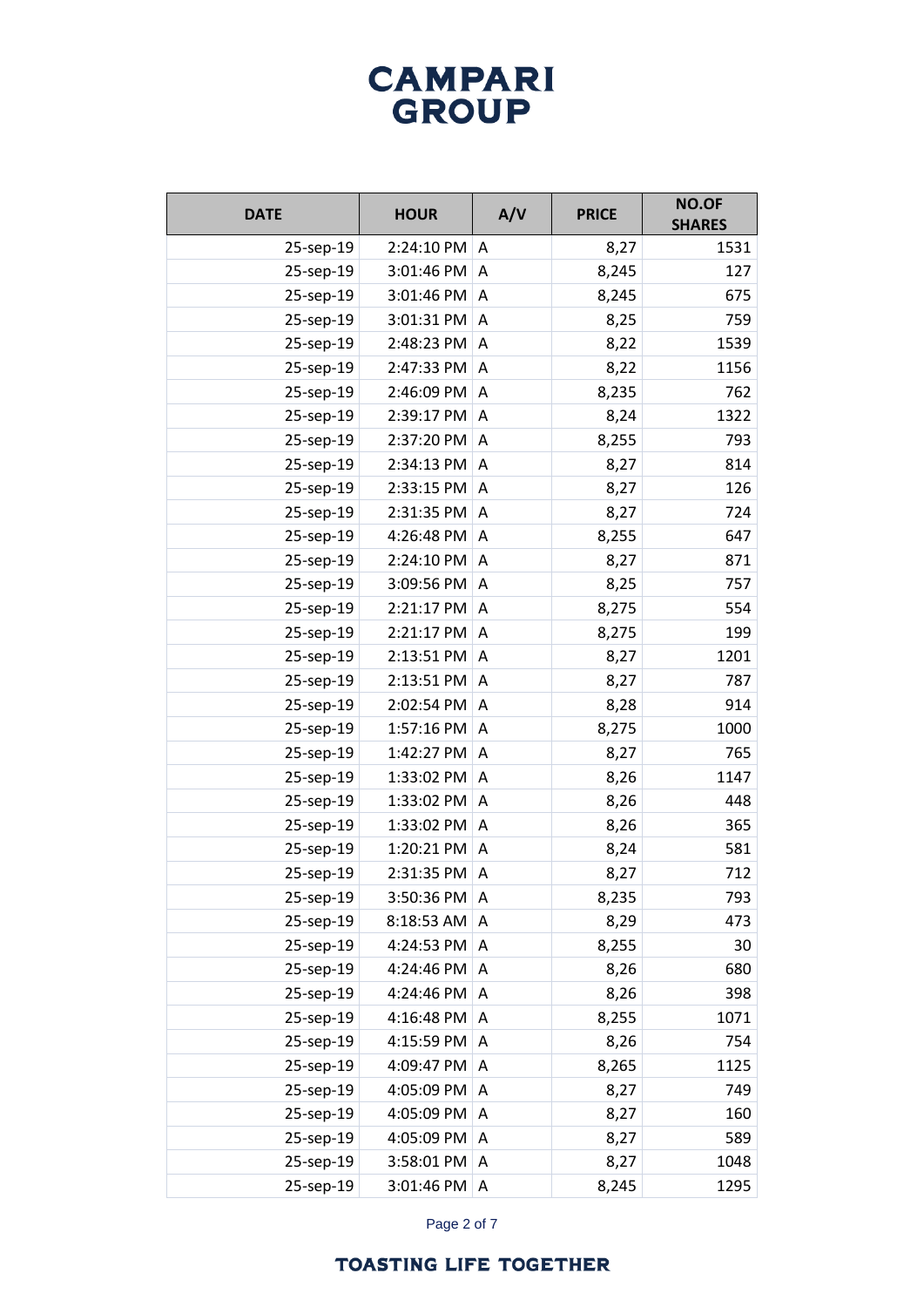# CAMPARI GROUP

| DATE | HOUR | A/V | PRICE | NO.OF SHARES |
|---|---|---|---|---|
| 25-sep-19 | 2:24:10 PM | A | 8,27 | 1531 |
| 25-sep-19 | 3:01:46 PM | A | 8,245 | 127 |
| 25-sep-19 | 3:01:46 PM | A | 8,245 | 675 |
| 25-sep-19 | 3:01:31 PM | A | 8,25 | 759 |
| 25-sep-19 | 2:48:23 PM | A | 8,22 | 1539 |
| 25-sep-19 | 2:47:33 PM | A | 8,22 | 1156 |
| 25-sep-19 | 2:46:09 PM | A | 8,235 | 762 |
| 25-sep-19 | 2:39:17 PM | A | 8,24 | 1322 |
| 25-sep-19 | 2:37:20 PM | A | 8,255 | 793 |
| 25-sep-19 | 2:34:13 PM | A | 8,27 | 814 |
| 25-sep-19 | 2:33:15 PM | A | 8,27 | 126 |
| 25-sep-19 | 2:31:35 PM | A | 8,27 | 724 |
| 25-sep-19 | 4:26:48 PM | A | 8,255 | 647 |
| 25-sep-19 | 2:24:10 PM | A | 8,27 | 871 |
| 25-sep-19 | 3:09:56 PM | A | 8,25 | 757 |
| 25-sep-19 | 2:21:17 PM | A | 8,275 | 554 |
| 25-sep-19 | 2:21:17 PM | A | 8,275 | 199 |
| 25-sep-19 | 2:13:51 PM | A | 8,27 | 1201 |
| 25-sep-19 | 2:13:51 PM | A | 8,27 | 787 |
| 25-sep-19 | 2:02:54 PM | A | 8,28 | 914 |
| 25-sep-19 | 1:57:16 PM | A | 8,275 | 1000 |
| 25-sep-19 | 1:42:27 PM | A | 8,27 | 765 |
| 25-sep-19 | 1:33:02 PM | A | 8,26 | 1147 |
| 25-sep-19 | 1:33:02 PM | A | 8,26 | 448 |
| 25-sep-19 | 1:33:02 PM | A | 8,26 | 365 |
| 25-sep-19 | 1:20:21 PM | A | 8,24 | 581 |
| 25-sep-19 | 2:31:35 PM | A | 8,27 | 712 |
| 25-sep-19 | 3:50:36 PM | A | 8,235 | 793 |
| 25-sep-19 | 8:18:53 AM | A | 8,29 | 473 |
| 25-sep-19 | 4:24:53 PM | A | 8,255 | 30 |
| 25-sep-19 | 4:24:46 PM | A | 8,26 | 680 |
| 25-sep-19 | 4:24:46 PM | A | 8,26 | 398 |
| 25-sep-19 | 4:16:48 PM | A | 8,255 | 1071 |
| 25-sep-19 | 4:15:59 PM | A | 8,26 | 754 |
| 25-sep-19 | 4:09:47 PM | A | 8,265 | 1125 |
| 25-sep-19 | 4:05:09 PM | A | 8,27 | 749 |
| 25-sep-19 | 4:05:09 PM | A | 8,27 | 160 |
| 25-sep-19 | 4:05:09 PM | A | 8,27 | 589 |
| 25-sep-19 | 3:58:01 PM | A | 8,27 | 1048 |
| 25-sep-19 | 3:01:46 PM | A | 8,245 | 1295 |

TOASTING LIFE TOGETHER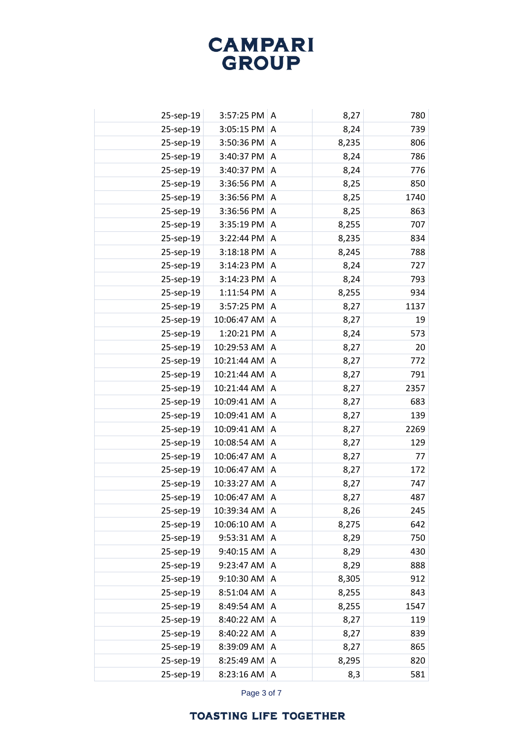| | | | | |
|---|---|---|---|---|
| 25-sep-19 | 3:57:25 PM | A | 8,27 | 780 |
| 25-sep-19 | 3:05:15 PM | A | 8,24 | 739 |
| 25-sep-19 | 3:50:36 PM | A | 8,235 | 806 |
| 25-sep-19 | 3:40:37 PM | A | 8,24 | 786 |
| 25-sep-19 | 3:40:37 PM | A | 8,24 | 776 |
| 25-sep-19 | 3:36:56 PM | A | 8,25 | 850 |
| 25-sep-19 | 3:36:56 PM | A | 8,25 | 1740 |
| 25-sep-19 | 3:36:56 PM | A | 8,25 | 863 |
| 25-sep-19 | 3:35:19 PM | A | 8,255 | 707 |
| 25-sep-19 | 3:22:44 PM | A | 8,235 | 834 |
| 25-sep-19 | 3:18:18 PM | A | 8,245 | 788 |
| 25-sep-19 | 3:14:23 PM | A | 8,24 | 727 |
| 25-sep-19 | 3:14:23 PM | A | 8,24 | 793 |
| 25-sep-19 | 1:11:54 PM | A | 8,255 | 934 |
| 25-sep-19 | 3:57:25 PM | A | 8,27 | 1137 |
| 25-sep-19 | 10:06:47 AM | A | 8,27 | 19 |
| 25-sep-19 | 1:20:21 PM | A | 8,24 | 573 |
| 25-sep-19 | 10:29:53 AM | A | 8,27 | 20 |
| 25-sep-19 | 10:21:44 AM | A | 8,27 | 772 |
| 25-sep-19 | 10:21:44 AM | A | 8,27 | 791 |
| 25-sep-19 | 10:21:44 AM | A | 8,27 | 2357 |
| 25-sep-19 | 10:09:41 AM | A | 8,27 | 683 |
| 25-sep-19 | 10:09:41 AM | A | 8,27 | 139 |
| 25-sep-19 | 10:09:41 AM | A | 8,27 | 2269 |
| 25-sep-19 | 10:08:54 AM | A | 8,27 | 129 |
| 25-sep-19 | 10:06:47 AM | A | 8,27 | 77 |
| 25-sep-19 | 10:06:47 AM | A | 8,27 | 172 |
| 25-sep-19 | 10:33:27 AM | A | 8,27 | 747 |
| 25-sep-19 | 10:06:47 AM | A | 8,27 | 487 |
| 25-sep-19 | 10:39:34 AM | A | 8,26 | 245 |
| 25-sep-19 | 10:06:10 AM | A | 8,275 | 642 |
| 25-sep-19 | 9:53:31 AM | A | 8,29 | 750 |
| 25-sep-19 | 9:40:15 AM | A | 8,29 | 430 |
| 25-sep-19 | 9:23:47 AM | A | 8,29 | 888 |
| 25-sep-19 | 9:10:30 AM | A | 8,305 | 912 |
| 25-sep-19 | 8:51:04 AM | A | 8,255 | 843 |
| 25-sep-19 | 8:49:54 AM | A | 8,255 | 1547 |
| 25-sep-19 | 8:40:22 AM | A | 8,27 | 119 |
| 25-sep-19 | 8:40:22 AM | A | 8,27 | 839 |
| 25-sep-19 | 8:39:09 AM | A | 8,27 | 865 |
| 25-sep-19 | 8:25:49 AM | A | 8,295 | 820 |
| 25-sep-19 | 8:23:16 AM | A | 8,3 | 581 |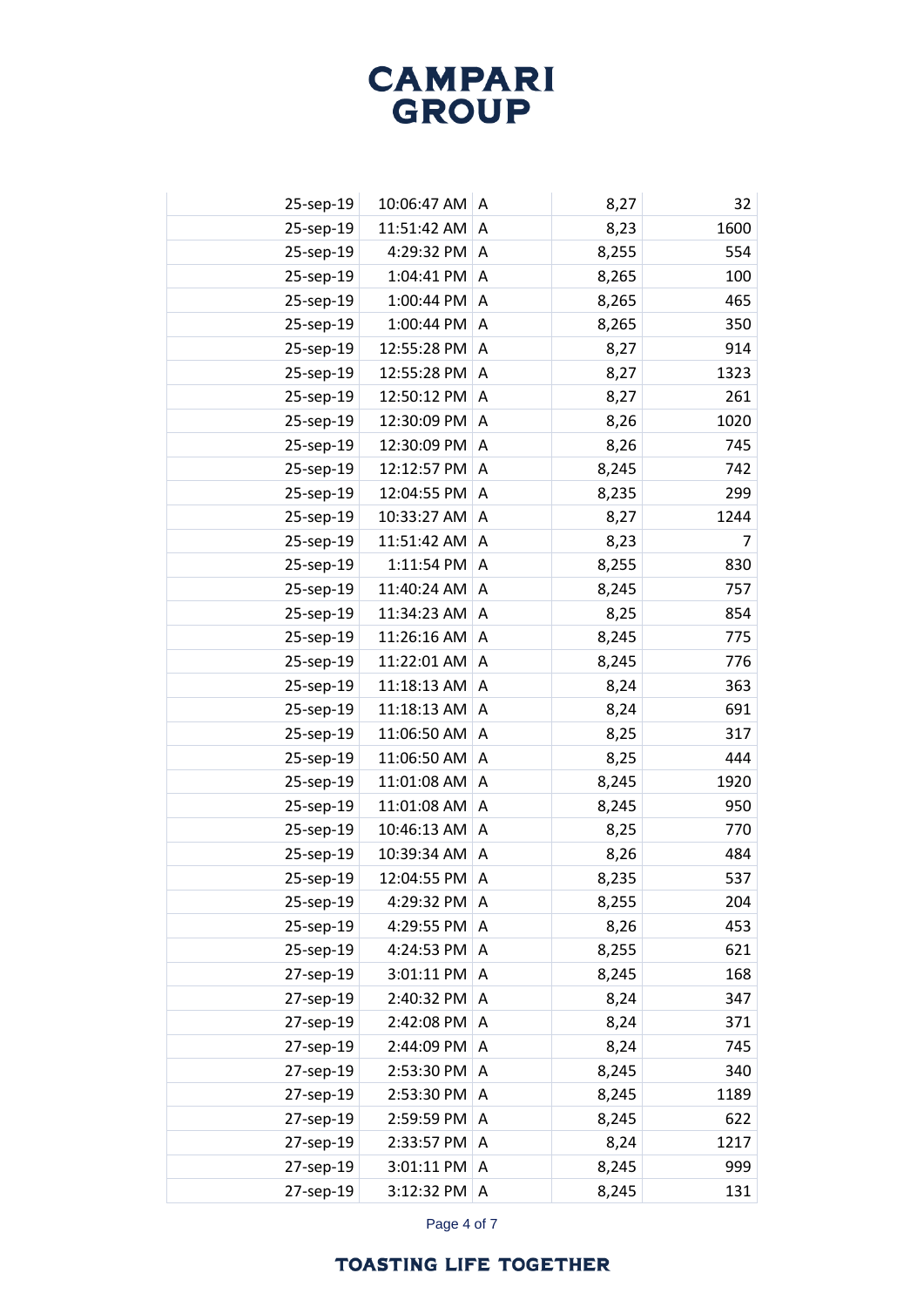| | | | | |
|---|---|---|---|---|
| 25-sep-19 | 10:06:47 AM | A | 8,27 | 32 |
| 25-sep-19 | 11:51:42 AM | A | 8,23 | 1600 |
| 25-sep-19 | 4:29:32 PM | A | 8,255 | 554 |
| 25-sep-19 | 1:04:41 PM | A | 8,265 | 100 |
| 25-sep-19 | 1:00:44 PM | A | 8,265 | 465 |
| 25-sep-19 | 1:00:44 PM | A | 8,265 | 350 |
| 25-sep-19 | 12:55:28 PM | A | 8,27 | 914 |
| 25-sep-19 | 12:55:28 PM | A | 8,27 | 1323 |
| 25-sep-19 | 12:50:12 PM | A | 8,27 | 261 |
| 25-sep-19 | 12:30:09 PM | A | 8,26 | 1020 |
| 25-sep-19 | 12:30:09 PM | A | 8,26 | 745 |
| 25-sep-19 | 12:12:57 PM | A | 8,245 | 742 |
| 25-sep-19 | 12:04:55 PM | A | 8,235 | 299 |
| 25-sep-19 | 10:33:27 AM | A | 8,27 | 1244 |
| 25-sep-19 | 11:51:42 AM | A | 8,23 | 7 |
| 25-sep-19 | 1:11:54 PM | A | 8,255 | 830 |
| 25-sep-19 | 11:40:24 AM | A | 8,245 | 757 |
| 25-sep-19 | 11:34:23 AM | A | 8,25 | 854 |
| 25-sep-19 | 11:26:16 AM | A | 8,245 | 775 |
| 25-sep-19 | 11:22:01 AM | A | 8,245 | 776 |
| 25-sep-19 | 11:18:13 AM | A | 8,24 | 363 |
| 25-sep-19 | 11:18:13 AM | A | 8,24 | 691 |
| 25-sep-19 | 11:06:50 AM | A | 8,25 | 317 |
| 25-sep-19 | 11:06:50 AM | A | 8,25 | 444 |
| 25-sep-19 | 11:01:08 AM | A | 8,245 | 1920 |
| 25-sep-19 | 11:01:08 AM | A | 8,245 | 950 |
| 25-sep-19 | 10:46:13 AM | A | 8,25 | 770 |
| 25-sep-19 | 10:39:34 AM | A | 8,26 | 484 |
| 25-sep-19 | 12:04:55 PM | A | 8,235 | 537 |
| 25-sep-19 | 4:29:32 PM | A | 8,255 | 204 |
| 25-sep-19 | 4:29:55 PM | A | 8,26 | 453 |
| 25-sep-19 | 4:24:53 PM | A | 8,255 | 621 |
| 27-sep-19 | 3:01:11 PM | A | 8,245 | 168 |
| 27-sep-19 | 2:40:32 PM | A | 8,24 | 347 |
| 27-sep-19 | 2:42:08 PM | A | 8,24 | 371 |
| 27-sep-19 | 2:44:09 PM | A | 8,24 | 745 |
| 27-sep-19 | 2:53:30 PM | A | 8,245 | 340 |
| 27-sep-19 | 2:53:30 PM | A | 8,245 | 1189 |
| 27-sep-19 | 2:59:59 PM | A | 8,245 | 622 |
| 27-sep-19 | 2:33:57 PM | A | 8,24 | 1217 |
| 27-sep-19 | 3:01:11 PM | A | 8,245 | 999 |
| 27-sep-19 | 3:12:32 PM | A | 8,245 | 131 |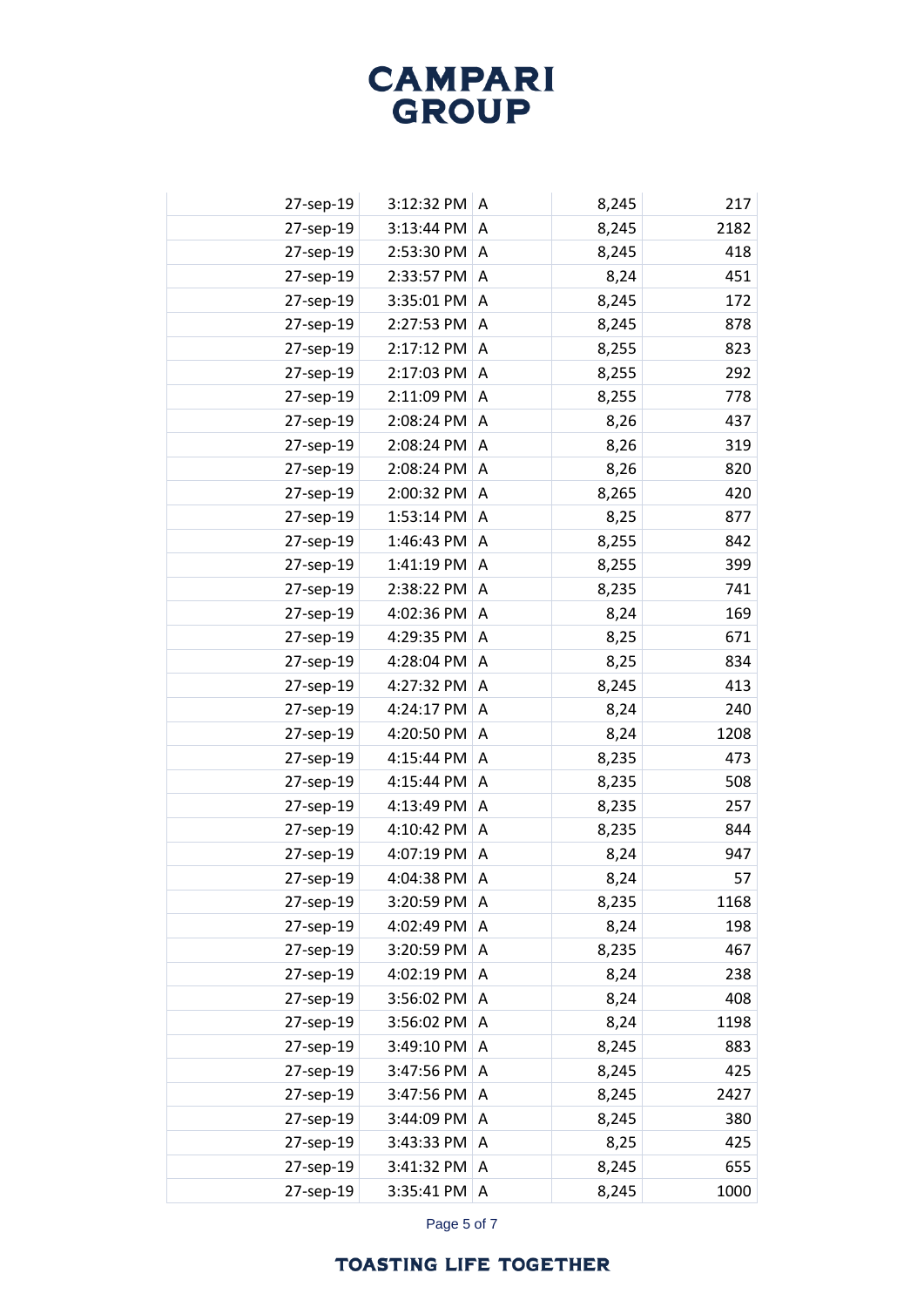| | | | | |
|---|---|---|---|---|
| 27-sep-19 | 3:12:32 PM | A | 8,245 | 217 |
| 27-sep-19 | 3:13:44 PM | A | 8,245 | 2182 |
| 27-sep-19 | 2:53:30 PM | A | 8,245 | 418 |
| 27-sep-19 | 2:33:57 PM | A | 8,24 | 451 |
| 27-sep-19 | 3:35:01 PM | A | 8,245 | 172 |
| 27-sep-19 | 2:27:53 PM | A | 8,245 | 878 |
| 27-sep-19 | 2:17:12 PM | A | 8,255 | 823 |
| 27-sep-19 | 2:17:03 PM | A | 8,255 | 292 |
| 27-sep-19 | 2:11:09 PM | A | 8,255 | 778 |
| 27-sep-19 | 2:08:24 PM | A | 8,26 | 437 |
| 27-sep-19 | 2:08:24 PM | A | 8,26 | 319 |
| 27-sep-19 | 2:08:24 PM | A | 8,26 | 820 |
| 27-sep-19 | 2:00:32 PM | A | 8,265 | 420 |
| 27-sep-19 | 1:53:14 PM | A | 8,25 | 877 |
| 27-sep-19 | 1:46:43 PM | A | 8,255 | 842 |
| 27-sep-19 | 1:41:19 PM | A | 8,255 | 399 |
| 27-sep-19 | 2:38:22 PM | A | 8,235 | 741 |
| 27-sep-19 | 4:02:36 PM | A | 8,24 | 169 |
| 27-sep-19 | 4:29:35 PM | A | 8,25 | 671 |
| 27-sep-19 | 4:28:04 PM | A | 8,25 | 834 |
| 27-sep-19 | 4:27:32 PM | A | 8,245 | 413 |
| 27-sep-19 | 4:24:17 PM | A | 8,24 | 240 |
| 27-sep-19 | 4:20:50 PM | A | 8,24 | 1208 |
| 27-sep-19 | 4:15:44 PM | A | 8,235 | 473 |
| 27-sep-19 | 4:15:44 PM | A | 8,235 | 508 |
| 27-sep-19 | 4:13:49 PM | A | 8,235 | 257 |
| 27-sep-19 | 4:10:42 PM | A | 8,235 | 844 |
| 27-sep-19 | 4:07:19 PM | A | 8,24 | 947 |
| 27-sep-19 | 4:04:38 PM | A | 8,24 | 57 |
| 27-sep-19 | 3:20:59 PM | A | 8,235 | 1168 |
| 27-sep-19 | 4:02:49 PM | A | 8,24 | 198 |
| 27-sep-19 | 3:20:59 PM | A | 8,235 | 467 |
| 27-sep-19 | 4:02:19 PM | A | 8,24 | 238 |
| 27-sep-19 | 3:56:02 PM | A | 8,24 | 408 |
| 27-sep-19 | 3:56:02 PM | A | 8,24 | 1198 |
| 27-sep-19 | 3:49:10 PM | A | 8,245 | 883 |
| 27-sep-19 | 3:47:56 PM | A | 8,245 | 425 |
| 27-sep-19 | 3:47:56 PM | A | 8,245 | 2427 |
| 27-sep-19 | 3:44:09 PM | A | 8,245 | 380 |
| 27-sep-19 | 3:43:33 PM | A | 8,25 | 425 |
| 27-sep-19 | 3:41:32 PM | A | 8,245 | 655 |
| 27-sep-19 | 3:35:41 PM | A | 8,245 | 1000 |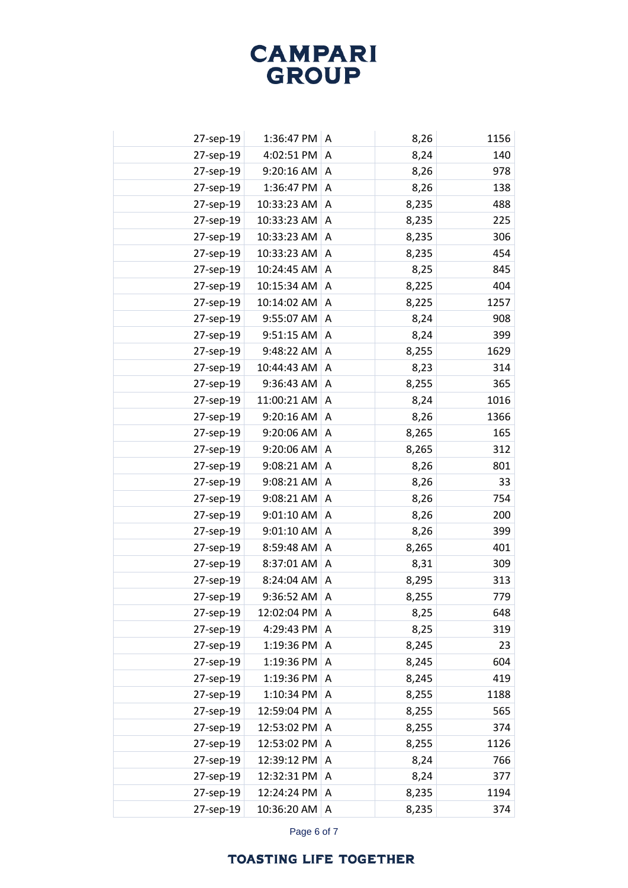| | | | | | |
|---|---|---|---|---|---|
| | 27-sep-19 | 1:36:47 PM | A | 8,26 | 1156 |
| | 27-sep-19 | 4:02:51 PM | A | 8,24 | 140 |
| | 27-sep-19 | 9:20:16 AM | A | 8,26 | 978 |
| | 27-sep-19 | 1:36:47 PM | A | 8,26 | 138 |
| | 27-sep-19 | 10:33:23 AM | A | 8,235 | 488 |
| | 27-sep-19 | 10:33:23 AM | A | 8,235 | 225 |
| | 27-sep-19 | 10:33:23 AM | A | 8,235 | 306 |
| | 27-sep-19 | 10:33:23 AM | A | 8,235 | 454 |
| | 27-sep-19 | 10:24:45 AM | A | 8,25 | 845 |
| | 27-sep-19 | 10:15:34 AM | A | 8,225 | 404 |
| | 27-sep-19 | 10:14:02 AM | A | 8,225 | 1257 |
| | 27-sep-19 | 9:55:07 AM | A | 8,24 | 908 |
| | 27-sep-19 | 9:51:15 AM | A | 8,24 | 399 |
| | 27-sep-19 | 9:48:22 AM | A | 8,255 | 1629 |
| | 27-sep-19 | 10:44:43 AM | A | 8,23 | 314 |
| | 27-sep-19 | 9:36:43 AM | A | 8,255 | 365 |
| | 27-sep-19 | 11:00:21 AM | A | 8,24 | 1016 |
| | 27-sep-19 | 9:20:16 AM | A | 8,26 | 1366 |
| | 27-sep-19 | 9:20:06 AM | A | 8,265 | 165 |
| | 27-sep-19 | 9:20:06 AM | A | 8,265 | 312 |
| | 27-sep-19 | 9:08:21 AM | A | 8,26 | 801 |
| | 27-sep-19 | 9:08:21 AM | A | 8,26 | 33 |
| | 27-sep-19 | 9:08:21 AM | A | 8,26 | 754 |
| | 27-sep-19 | 9:01:10 AM | A | 8,26 | 200 |
| | 27-sep-19 | 9:01:10 AM | A | 8,26 | 399 |
| | 27-sep-19 | 8:59:48 AM | A | 8,265 | 401 |
| | 27-sep-19 | 8:37:01 AM | A | 8,31 | 309 |
| | 27-sep-19 | 8:24:04 AM | A | 8,295 | 313 |
| | 27-sep-19 | 9:36:52 AM | A | 8,255 | 779 |
| | 27-sep-19 | 12:02:04 PM | A | 8,25 | 648 |
| | 27-sep-19 | 4:29:43 PM | A | 8,25 | 319 |
| | 27-sep-19 | 1:19:36 PM | A | 8,245 | 23 |
| | 27-sep-19 | 1:19:36 PM | A | 8,245 | 604 |
| | 27-sep-19 | 1:19:36 PM | A | 8,245 | 419 |
| | 27-sep-19 | 1:10:34 PM | A | 8,255 | 1188 |
| | 27-sep-19 | 12:59:04 PM | A | 8,255 | 565 |
| | 27-sep-19 | 12:53:02 PM | A | 8,255 | 374 |
| | 27-sep-19 | 12:53:02 PM | A | 8,255 | 1126 |
| | 27-sep-19 | 12:39:12 PM | A | 8,24 | 766 |
| | 27-sep-19 | 12:32:31 PM | A | 8,24 | 377 |
| | 27-sep-19 | 12:24:24 PM | A | 8,235 | 1194 |
| | 27-sep-19 | 10:36:20 AM | A | 8,235 | 374 |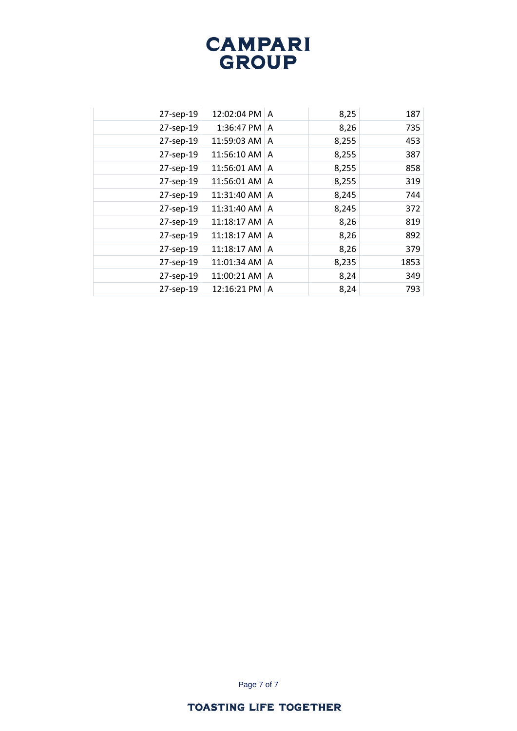| | | | | | |
|---|---|---|---|---|---|
| | 27-sep-19 | 12:02:04 PM | A | 8,25 | 187 |
| | 27-sep-19 | 1:36:47 PM | A | 8,26 | 735 |
| | 27-sep-19 | 11:59:03 AM | A | 8,255 | 453 |
| | 27-sep-19 | 11:56:10 AM | A | 8,255 | 387 |
| | 27-sep-19 | 11:56:01 AM | A | 8,255 | 858 |
| | 27-sep-19 | 11:56:01 AM | A | 8,255 | 319 |
| | 27-sep-19 | 11:31:40 AM | A | 8,245 | 744 |
| | 27-sep-19 | 11:31:40 AM | A | 8,245 | 372 |
| | 27-sep-19 | 11:18:17 AM | A | 8,26 | 819 |
| | 27-sep-19 | 11:18:17 AM | A | 8,26 | 892 |
| | 27-sep-19 | 11:18:17 AM | A | 8,26 | 379 |
| | 27-sep-19 | 11:01:34 AM | A | 8,235 | 1853 |
| | 27-sep-19 | 11:00:21 AM | A | 8,24 | 349 |
| | 27-sep-19 | 12:16:21 PM | A | 8,24 | 793 |